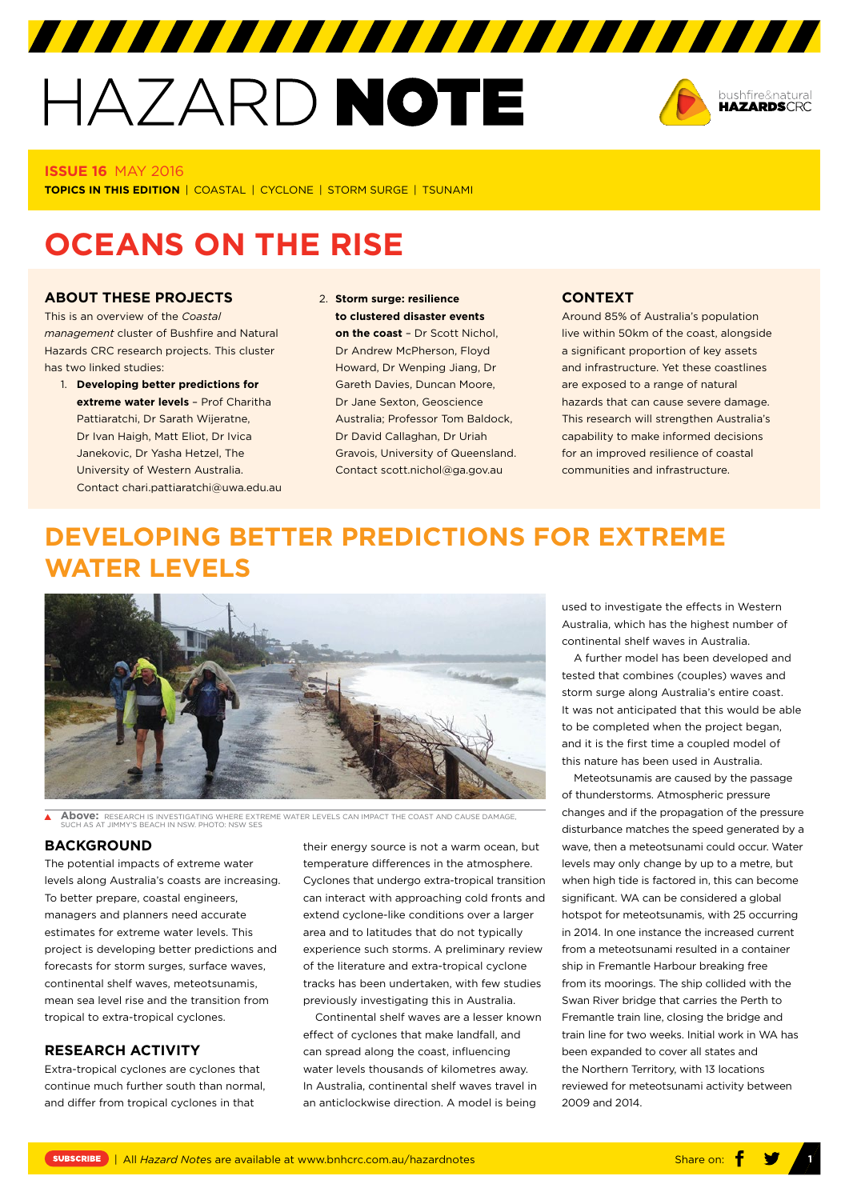# HAZARD NOTE

**ISSUE 16** MAY 2016

**TOPICS IN THIS EDITION** | COASTAL | CYCLONE | STORM SURGE | TSUNAMI

# OCEANS ON THE RISE

### ABOUT THESE PROJECTS

This is an overview of the *Coastal management* cluster of Bushfire and Natural Hazards CRC research projects. This cluster has two linked studies:

1. **Developing better predictions for extreme water levels** – Prof Charitha Pattiaratchi, Dr Sarath Wijeratne, Dr Ivan Haigh, Matt Eliot, Dr Ivica Janekovic, Dr Yasha Hetzel, The University of Western Australia. Contact chari.pattiaratchi@uwa.edu.au
2. **Storm surge: resilience to clustered disaster events on the coast** – Dr Scott Nichol, Dr Andrew McPherson, Floyd Howard, Dr Wenping Jiang, Dr Gareth Davies, Duncan Moore, Dr Jane Sexton, Geoscience Australia; Professor Tom Baldock, Dr David Callaghan, Dr Uriah Gravois, University of Queensland. Contact scott.nichol@ga.gov.au

### CONTEXT

Around 85% of Australia's population live within 50km of the coast, alongside a significant proportion of key assets and infrastructure. Yet these coastlines are exposed to a range of natural hazards that can cause severe damage. This research will strengthen Australia's capability to make informed decisions for an improved resilience of coastal communities and infrastructure.

## DEVELOPING BETTER PREDICTIONS FOR EXTREME WATER LEVELS

**Above:** RESEARCH IS INVESTIGATING WHERE EXTREME WATER LEVELS CAN IMPACT THE COAST AND CAUSE DAMAGE, SUCH AS AT JIMMY'S BEACH IN NSW. PHOTO: NSW SES

### BACKGROUND

The potential impacts of extreme water levels along Australia's coasts are increasing. To better prepare, coastal engineers, managers and planners need accurate estimates for extreme water levels. This project is developing better predictions and forecasts for storm surges, surface waves, continental shelf waves, meteotsunamis, mean sea level rise and the transition from tropical to extra-tropical cyclones.

### RESEARCH ACTIVITY

Extra-tropical cyclones are cyclones that continue much further south than normal, and differ from tropical cyclones in that their energy source is not a warm ocean, but temperature differences in the atmosphere. Cyclones that undergo extra-tropical transition can interact with approaching cold fronts and extend cyclone-like conditions over a larger area and to latitudes that do not typically experience such storms. A preliminary review of the literature and extra-tropical cyclone tracks has been undertaken, with few studies previously investigating this in Australia.

Continental shelf waves are a lesser known effect of cyclones that make landfall, and can spread along the coast, influencing water levels thousands of kilometres away. In Australia, continental shelf waves travel in an anticlockwise direction. A model is being used to investigate the effects in Western Australia, which has the highest number of continental shelf waves in Australia.

A further model has been developed and tested that combines (couples) waves and storm surge along Australia's entire coast. It was not anticipated that this would be able to be completed when the project began, and it is the first time a coupled model of this nature has been used in Australia.

Meteotsunamis are caused by the passage of thunderstorms. Atmospheric pressure changes and if the propagation of the pressure disturbance matches the speed generated by a wave, then a meteotsunami could occur. Water levels may only change by up to a metre, but when high tide is factored in, this can become significant. WA can be considered a global hotspot for meteotsunamis, with 25 occurring in 2014. In one instance the increased current from a meteotsunami resulted in a container ship in Fremantle Harbour breaking free from its moorings. The ship collided with the Swan River bridge that carries the Perth to Fremantle train line, closing the bridge and train line for two weeks. Initial work in WA has been expanded to cover all states and the Northern Territory, with 13 locations reviewed for meteotsunami activity between 2009 and 2014.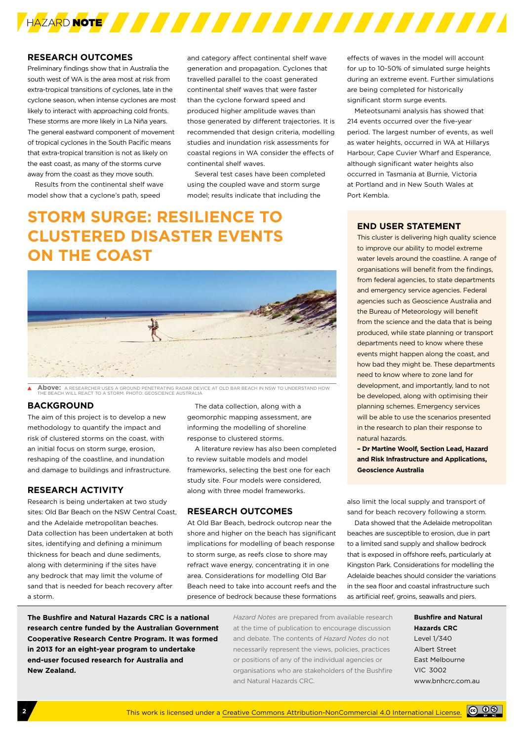## RESEARCH OUTCOMES

Preliminary findings show that in Australia the south west of WA is the area most at risk from extra-tropical transitions of cyclones, late in the cyclone season, when intense cyclones are most likely to interact with approaching cold fronts. These storms are more likely in La Niña years. The general eastward component of movement of tropical cyclones in the South Pacific means that extra-tropical transition is not as likely on the east coast, as many of the storms curve away from the coast as they move south.

Results from the continental shelf wave model show that a cyclone's path, speed and category affect continental shelf wave generation and propagation. Cyclones that travelled parallel to the coast generated continental shelf waves that were faster than the cyclone forward speed and produced higher amplitude waves than those generated by different trajectories. It is recommended that design criteria, modelling studies and inundation risk assessments for coastal regions in WA consider the effects of continental shelf waves.

Several test cases have been completed using the coupled wave and storm surge model; results indicate that including the effects of waves in the model will account for up to 10-50% of simulated surge heights during an extreme event. Further simulations are being completed for historically significant storm surge events.

Meteotsunami analysis has showed that 214 events occurred over the five-year period. The largest number of events, as well as water heights, occurred in WA at Hillarys Harbour, Cape Cuvier Wharf and Esperance, although significant water heights also occurred in Tasmania at Burnie, Victoria at Portland and in New South Wales at Port Kembla.

# STORM SURGE: RESILIENCE TO CLUSTERED DISASTER EVENTS ON THE COAST

**Above:** A RESEARCHER USES A GROUND PENETRATING RADAR DEVICE AT OLD BAR BEACH IN NSW TO UNDERSTAND HOW THE BEACH WILL REACT TO A STORM. PHOTO: GEOSCIENCE AUSTRALIA

## BACKGROUND

The aim of this project is to develop a new methodology to quantify the impact and risk of clustered storms on the coast, with an initial focus on storm surge, erosion, reshaping of the coastline, and inundation and damage to buildings and infrastructure.

## RESEARCH ACTIVITY

Research is being undertaken at two study sites: Old Bar Beach on the NSW Central Coast, and the Adelaide metropolitan beaches. Data collection has been undertaken at both sites, identifying and defining a minimum thickness for beach and dune sediments, along with determining if the sites have any bedrock that may limit the volume of sand that is needed for beach recovery after a storm.

The data collection, along with a geomorphic mapping assessment, are informing the modelling of shoreline response to clustered storms.

A literature review has also been completed to review suitable models and model frameworks, selecting the best one for each study site. Four models were considered, along with three model frameworks.

## RESEARCH OUTCOMES

At Old Bar Beach, bedrock outcrop near the shore and higher on the beach has significant implications for modelling of beach response to storm surge, as reefs close to shore may refract wave energy, concentrating it in one area. Considerations for modelling Old Bar Beach need to take into account reefs and the presence of bedrock because these formations also limit the local supply and transport of sand for beach recovery following a storm.

Data showed that the Adelaide metropolitan beaches are susceptible to erosion, due in part to a limited sand supply and shallow bedrock that is exposed in offshore reefs, particularly at Kingston Park. Considerations for modelling the Adelaide beaches should consider the variations in the sea floor and coastal infrastructure such as artificial reef, groins, seawalls and piers.

## END USER STATEMENT

This cluster is delivering high quality science to improve our ability to model extreme water levels around the coastline. A range of organisations will benefit from the findings, from federal agencies, to state departments and emergency service agencies. Federal agencies such as Geoscience Australia and the Bureau of Meteorology will benefit from the science and the data that is being produced, while state planning or transport departments need to know where these events might happen along the coast, and how bad they might be. These departments need to know where to zone land for development, and importantly, land to not be developed, along with optimising their planning schemes. Emergency services will be able to use the scenarios presented in the research to plan their response to natural hazards.

**– Dr Martine Woolf, Section Lead, Hazard and Risk Infrastructure and Applications, Geoscience Australia**

**The Bushfire and Natural Hazards CRC is a national research centre funded by the Australian Government Cooperative Research Centre Program. It was formed in 2013 for an eight-year program to undertake end-user focused research for Australia and New Zealand.**

*Hazard Notes* are prepared from available research at the time of publication to encourage discussion and debate. The contents of *Hazard Notes* do not necessarily represent the views, policies, practices or positions of any of the individual agencies or organisations who are stakeholders of the Bushfire and Natural Hazards CRC.

**Bushfire and Natural Hazards CRC**
Level 1/340
Albert Street
East Melbourne
VIC 3002
www.bnhcrc.com.au

This work is licensed under a Creative Commons Attribution-NonCommercial 4.0 International License.